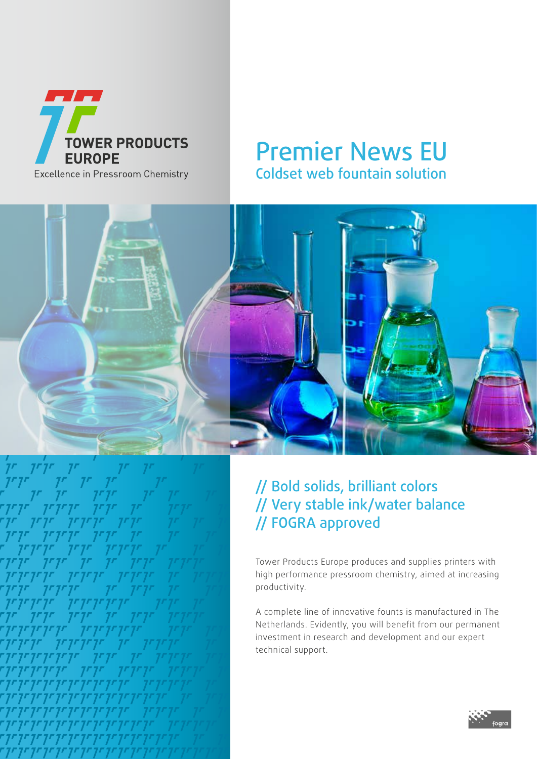TOWER PRODUCTS EUROPE

Excellence in Pressroom Chemistry

# Premier News EU

## Coldset web fountain solution

### // Bold solids, brilliant colors
### // Very stable ink/water balance
### // FOGRA approved

Tower Products Europe produces and supplies printers with high performance pressroom chemistry, aimed at increasing productivity.

A complete line of innovative founts is manufactured in The Netherlands. Evidently, you will benefit from our permanent investment in research and development and our expert technical support.

fogra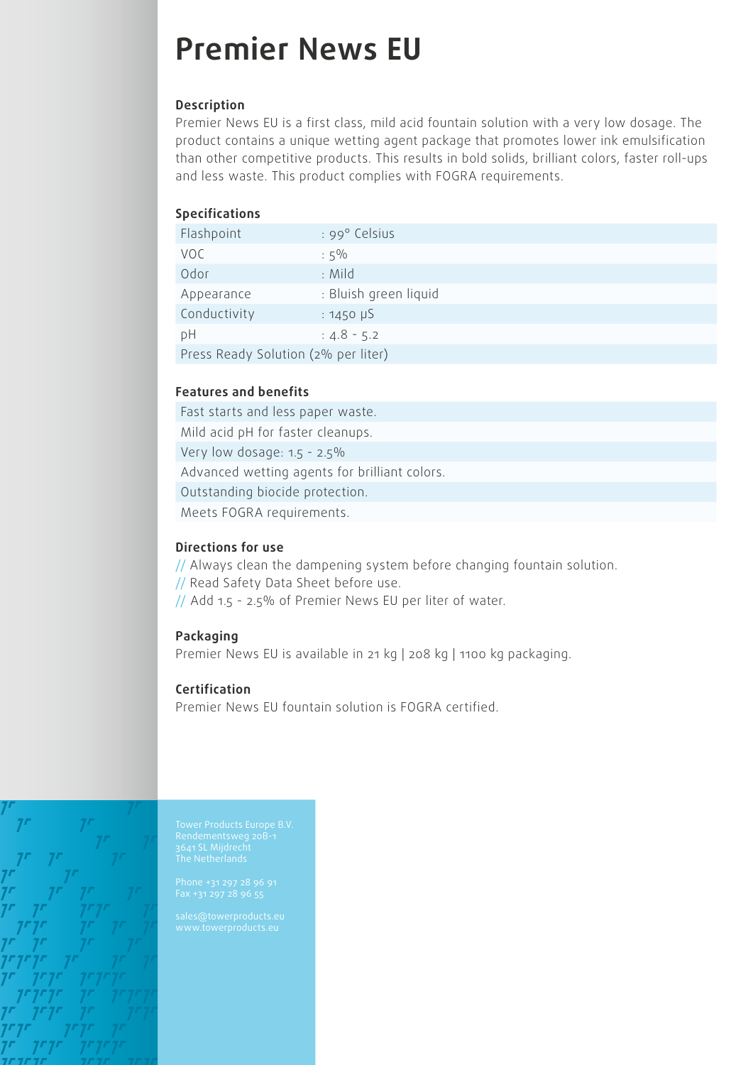# Premier News EU

### Description

Premier News EU is a first class, mild acid fountain solution with a very low dosage. The product contains a unique wetting agent package that promotes lower ink emulsification than other competitive products. This results in bold solids, brilliant colors, faster roll-ups and less waste. This product complies with FOGRA requirements.

### Specifications

| | |
|---|---|
| Flashpoint | : 99° Celsius |
| VOC | : 5% |
| Odor | : Mild |
| Appearance | : Bluish green liquid |
| Conductivity | : 1450 µS |
| pH | : 4.8 - 5.2 |
| Press Ready Solution (2% per liter) | |

### Features and benefits

| |
|---|
| Fast starts and less paper waste. |
| Mild acid pH for faster cleanups. |
| Very low dosage: 1.5 - 2.5% |
| Advanced wetting agents for brilliant colors. |
| Outstanding biocide protection. |
| Meets FOGRA requirements. |

### Directions for use

// Always clean the dampening system before changing fountain solution.
// Read Safety Data Sheet before use.
// Add 1.5 - 2.5% of Premier News EU per liter of water.

### Packaging

Premier News EU is available in 21 kg | 208 kg | 1100 kg packaging.

### Certification

Premier News EU fountain solution is FOGRA certified.

Tower Products Europe B.V.
Rendementsweg 20B-1
3641 SL Mijdrecht
The Netherlands

Phone +31 297 28 96 91
Fax +31 297 28 96 55

sales@towerproducts.eu
www.towerproducts.eu